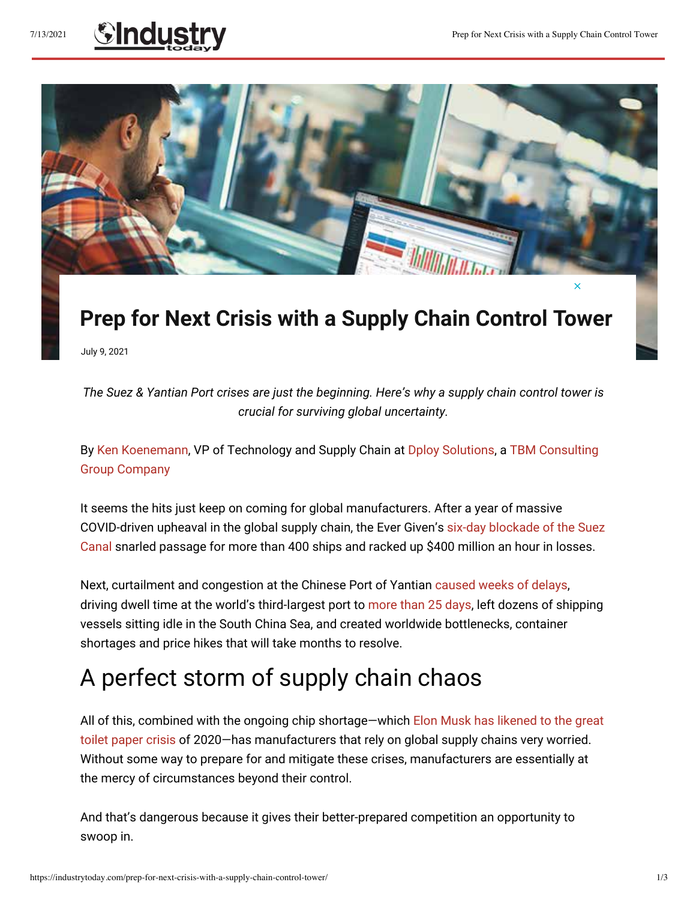# Prep for Next Crisis with a Supply Chain Control Tower

July 9, 2021

*The Suez & Yantian Port crises are just the beginning. Here's why a supply chain control tower is crucial for surviving global uncertainty.*

By Ken Koenemann, VP of Technology and Supply Chain at Dploy Solutions, a TBM Consulting Group Company

It seems the hits just keep on coming for global manufacturers. After a year of massive COVID-driven upheaval in the global supply chain, the Ever Given's six-day blockade of the Suez Canal snarled passage for more than 400 ships and racked up $400 million an hour in losses.

Next, curtailment and congestion at the Chinese Port of Yantian caused weeks of delays, driving dwell time at the world's third-largest port to more than 25 days, left dozens of shipping vessels sitting idle in the South China Sea, and created worldwide bottlenecks, container shortages and price hikes that will take months to resolve.

## A perfect storm of supply chain chaos

All of this, combined with the ongoing chip shortage—which Elon Musk has likened to the great toilet paper crisis of 2020—has manufacturers that rely on global supply chains very worried. Without some way to prepare for and mitigate these crises, manufacturers are essentially at the mercy of circumstances beyond their control.

And that's dangerous because it gives their better-prepared competition an opportunity to swoop in.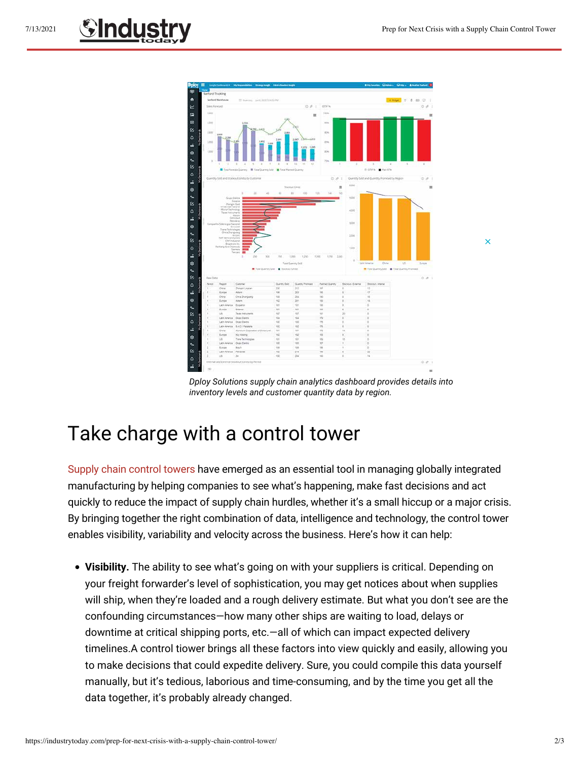*Dploy Solutions supply chain analytics dashboard provides details into inventory levels and customer quantity data by region.*

## Take charge with a control tower

Supply chain control towers have emerged as an essential tool in managing globally integrated manufacturing by helping companies to see what's happening, make fast decisions and act quickly to reduce the impact of supply chain hurdles, whether it's a small hiccup or a major crisis. By bringing together the right combination of data, intelligence and technology, the control tower enables visibility, variability and velocity across the business. Here's how it can help:

- **Visibility.** The ability to see what's going on with your suppliers is critical. Depending on your freight forwarder's level of sophistication, you may get notices about when supplies will ship, when they're loaded and a rough delivery estimate. But what you don't see are the confounding circumstances—how many other ships are waiting to load, delays or downtime at critical shipping ports, etc.—all of which can impact expected delivery timelines.A control tiower brings all these factors into view quickly and easily, allowing you to make decisions that could expedite delivery. Sure, you could compile this data yourself manually, but it's tedious, laborious and time-consuming, and by the time you get all the data together, it's probably already changed.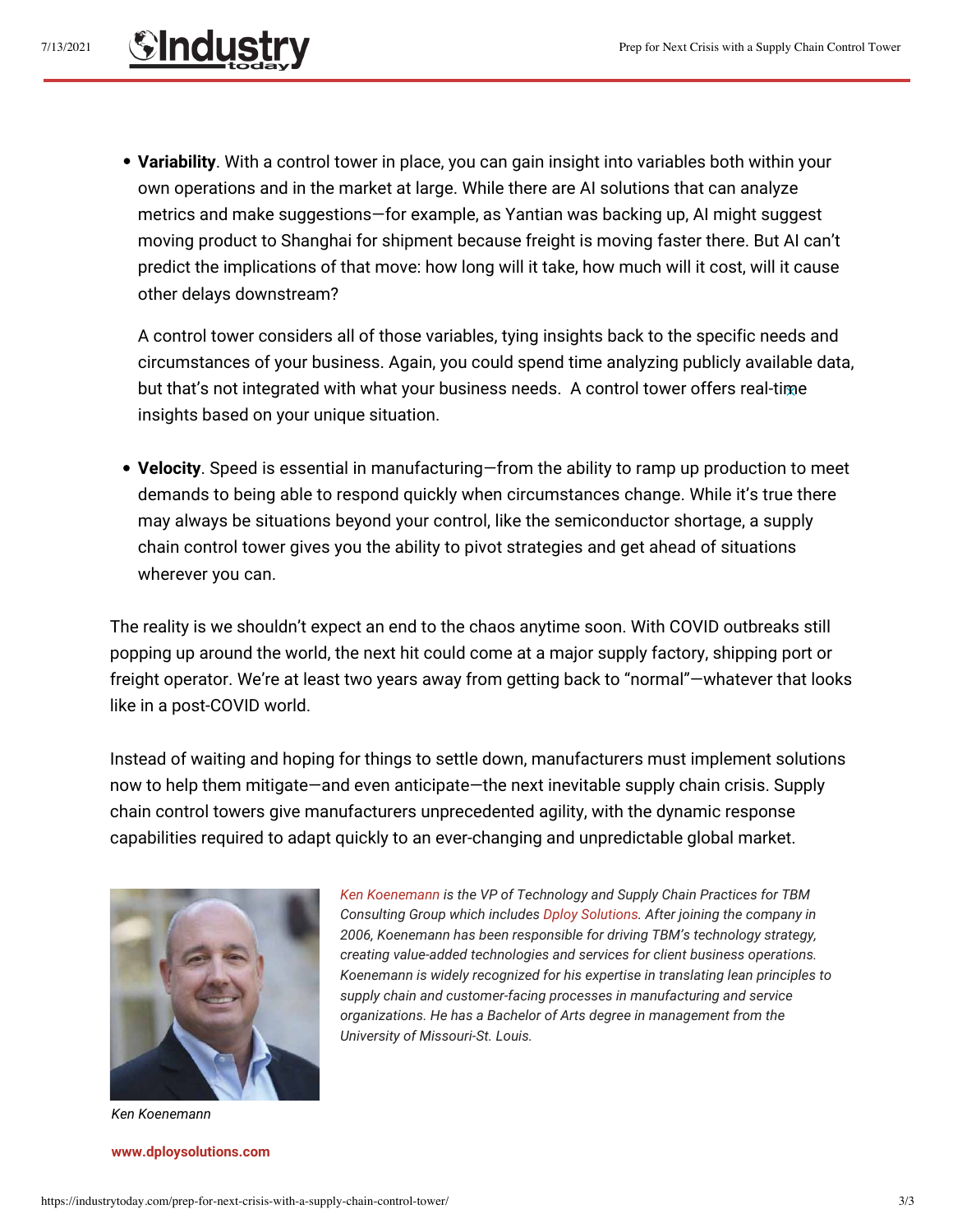- **Variability**. With a control tower in place, you can gain insight into variables both within your own operations and in the market at large. While there are AI solutions that can analyze metrics and make suggestions—for example, as Yantian was backing up, AI might suggest moving product to Shanghai for shipment because freight is moving faster there. But AI can't predict the implications of that move: how long will it take, how much will it cost, will it cause other delays downstream?

  A control tower considers all of those variables, tying insights back to the specific needs and circumstances of your business. Again, you could spend time analyzing publicly available data, but that's not integrated with what your business needs. A control tower offers real-time insights based on your unique situation.

- **Velocity**. Speed is essential in manufacturing—from the ability to ramp up production to meet demands to being able to respond quickly when circumstances change. While it's true there may always be situations beyond your control, like the semiconductor shortage, a supply chain control tower gives you the ability to pivot strategies and get ahead of situations wherever you can.

The reality is we shouldn't expect an end to the chaos anytime soon. With COVID outbreaks still popping up around the world, the next hit could come at a major supply factory, shipping port or freight operator. We're at least two years away from getting back to "normal"—whatever that looks like in a post-COVID world.

Instead of waiting and hoping for things to settle down, manufacturers must implement solutions now to help them mitigate—and even anticipate—the next inevitable supply chain crisis. Supply chain control towers give manufacturers unprecedented agility, with the dynamic response capabilities required to adapt quickly to an ever-changing and unpredictable global market.

*Ken Koenemann is the VP of Technology and Supply Chain Practices for TBM Consulting Group which includes Dploy Solutions. After joining the company in 2006, Koenemann has been responsible for driving TBM's technology strategy, creating value-added technologies and services for client business operations. Koenemann is widely recognized for his expertise in translating lean principles to supply chain and customer-facing processes in manufacturing and service organizations. He has a Bachelor of Arts degree in management from the University of Missouri-St. Louis.*

*Ken Koenemann*

**www.dploysolutions.com**